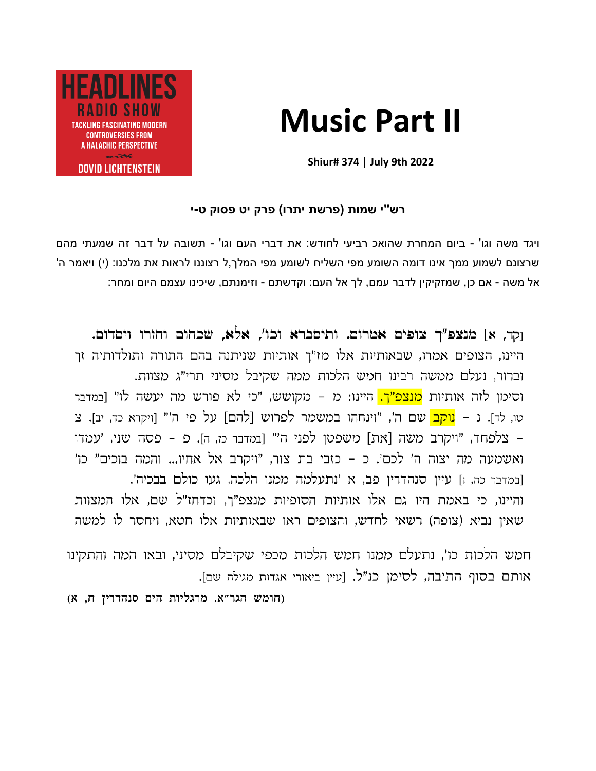HEADLINES
RADIO SHOW
TACKLING FASCINATING MODERN CONTROVERSIES FROM A HALACHIC PERSPECTIVE
with
DOVID LICHTENSTEIN

# Music Part II

**Shiur# 374 | July 9th 2022**

### רש"י שמות (פרשת יתרו) פרק יט פסוק ט-י

ויגד משה וגו' - ביום המחרת שהואכ רביעי לחודש: את דברי העם וגו' - תשובה על דבר זה שמעתי מהם שרצונם לשמוע ממך אינו דומה השומע מפי השליח לשומע מפי המלך,ל רצוננו לראות את מלכנו: (י) ויאמר ה' אל משה - אם כן, שמזקיקין לדבר עמם, לך אל העם: וקדשתם - וזימנתם, שיכינו עצמם היום ומחר:

[קד, א] **מנצפ"ך צופים אמרום. ותיסברא וכו', אלא, שכחום וחזרו ויסדום.** היינו, הצופים אמרו, שבאותיות אלו מז"ך אותיות שניתנה בהם התורה ותולדותיה זך וברור, נעלם ממשה רבינו חמש הלכות ממה שקיבל מסיני תרי"ג מצוות. וסימן לזה אותיות מנצפ"ך, היינו: מ - מקושש, "כי לא פורש מה יעשה לו" [במדבר טו, לד]. נ - נוקב שם ה', "וינחהו במשמר לפרוש [להם] על פי ה'" [ויקרא כד, יב]. צ - צלפחד, "ויקרב משה [את] משפטן לפני ה'" [במדבר כז, ה]. פ - פסח שני, 'עמדו ואשמעה מה יצוה ה' לכם'. כ - כזבי בת צור, "ויקרב אל אחיו... והמה בוכים" כו' [במדבר כה, ו] עיין סנהדרין פב, א 'נתעלמה ממנו הלכה, געו כולם בבכיה'. והיינו, כי באמת היו גם אלו אותיות הסופיות מנצפ"ך, וכדחז"ל שם, אלו המצוות שאין נביא (צופה) רשאי לחדש, והצופים ראו שבאותיות אלו חטא, ויחסר לו למשה חמש הלכות כו', נתעלם ממנו חמש הלכות מכפי שקיבלם מסיני, ובאו המה והתקינו אותם בסוף התיבה, לסימן כנ"ל. [עיין ביאורי אגדות מגילה שם].

**(חומש הגר"א. מרגליות הים סנהדרין ח, א)**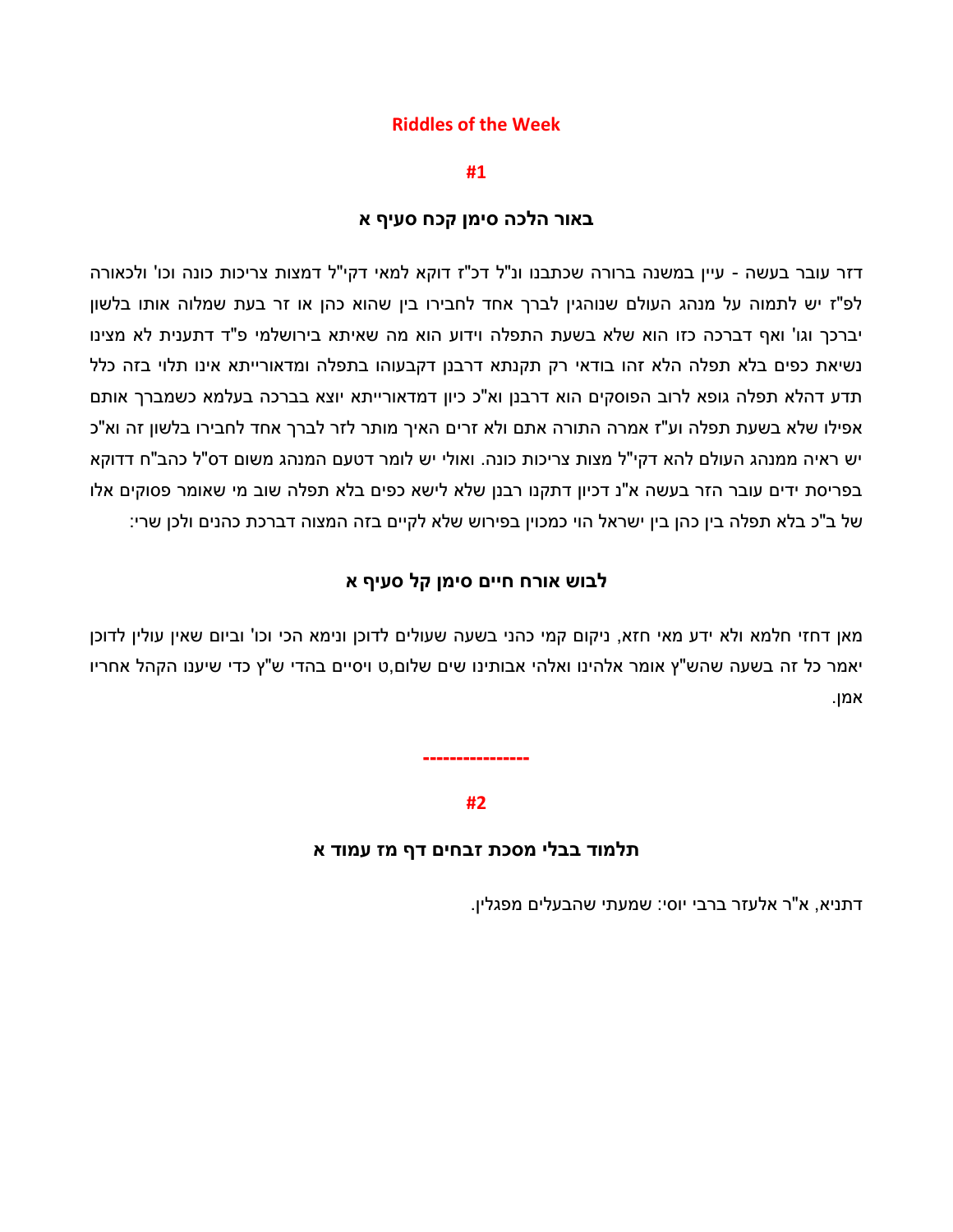## Riddles of the Week

### #1

### באור הלכה סימן קכח סעיף א

דזר עובר בעשה - עיין במשנה ברורה שכתבנו ונ"ל דכ"ז דוקא למאי דקי"ל דמצות צריכות כונה וכו' ולכאורה לפ"ז יש לתמוה על מנהג העולם שנוהגין לברך אחד לחבירו בין שהוא כהן או זר בעת שמלוה אותו בלשון יברכך וגו' ואף דברכה כזו הוא שלא בשעת התפלה וידוע הוא מה שאיתא בירושלמי פ"ד דתענית לא מצינו נשיאת כפים בלא תפלה הלא זהו בודאי רק תקנתא דרבנן דקבעוהו בתפלה ומדאורייתא אינו תלוי בזה כלל תדע דהלא תפלה גופא לרוב הפוסקים הוא דרבנן וא"כ כיון דמדאורייתא יוצא בברכה בעלמא כשמברך אותם אפילו שלא בשעת תפלה וע"ז אמרה התורה אתם ולא זרים האיך מותר לזר לברך אחד לחבירו בלשון זה וא"כ יש ראיה ממנהג העולם להא דקי"ל מצות צריכות כונה. ואולי יש לומר דטעם המנהג משום דס"ל כהב"ח דדוקא בפריסת ידים עובר הזר בעשה א"נ דכיון דתקנו רבנן שלא לישא כפים בלא תפלה שוב מי שאומר פסוקים אלו של ב"כ בלא תפלה בין כהן בין ישראל הוי כמכוין בפירוש שלא לקיים בזה המצוה דברכת כהנים ולכן שרי:

### לבוש אורח חיים סימן קל סעיף א

מאן דחזי חלמא ולא ידע מאי חזא, ניקום קמי כהני בשעה שעולים לדוכן ונימא הכי וכו' וביום שאין עולין לדוכן יאמר כל זה בשעה שהש"ץ אומר אלהינו ואלהי אבותינו שים שלום,ט ויסיים בהדי ש"ץ כדי שיענו הקהל אחריו אמן.

---------------

### #2

### תלמוד בבלי מסכת זבחים דף מז עמוד א

דתניא, א"ר אלעזר ברבי יוסי: שמעתי שהבעלים מפגלין.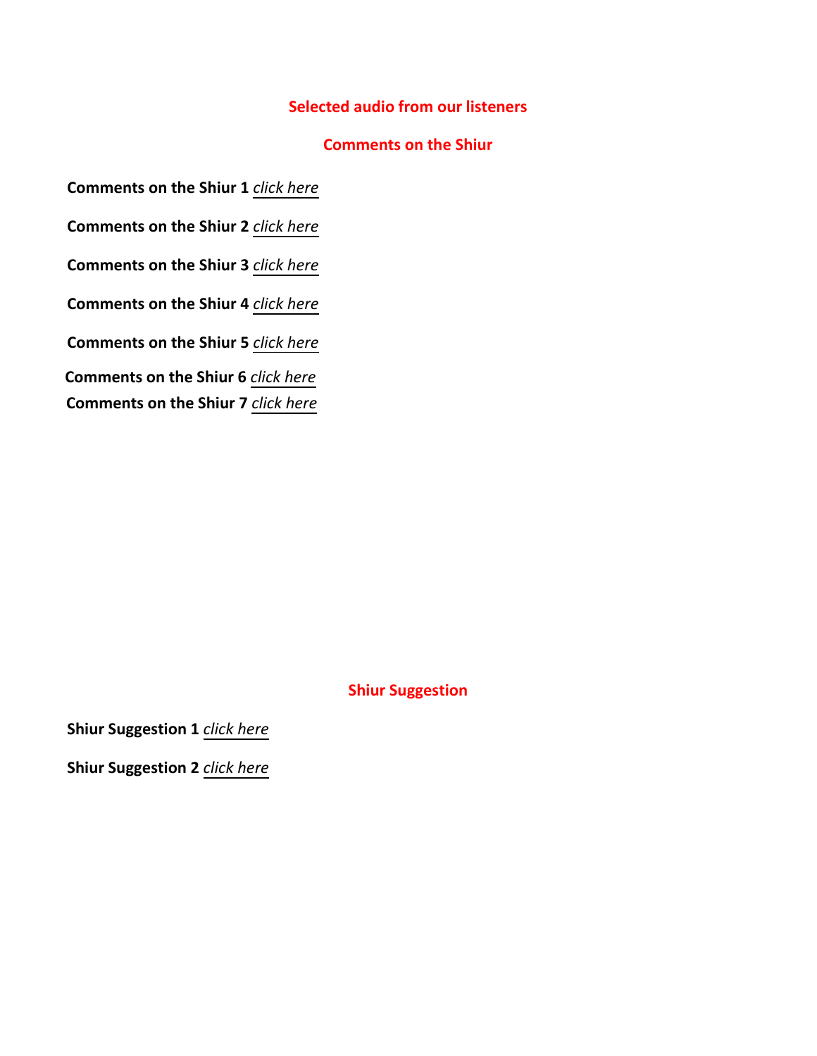## Selected audio from our listeners

## Comments on the Shiur

**Comments on the Shiur 1** *click here*

**Comments on the Shiur 2** *click here*

**Comments on the Shiur 3** *click here*

**Comments on the Shiur 4** *click here*

**Comments on the Shiur 5** *click here*

**Comments on the Shiur 6** *click here*

**Comments on the Shiur 7** *click here*

## Shiur Suggestion

**Shiur Suggestion 1** *click here*

**Shiur Suggestion 2** *click here*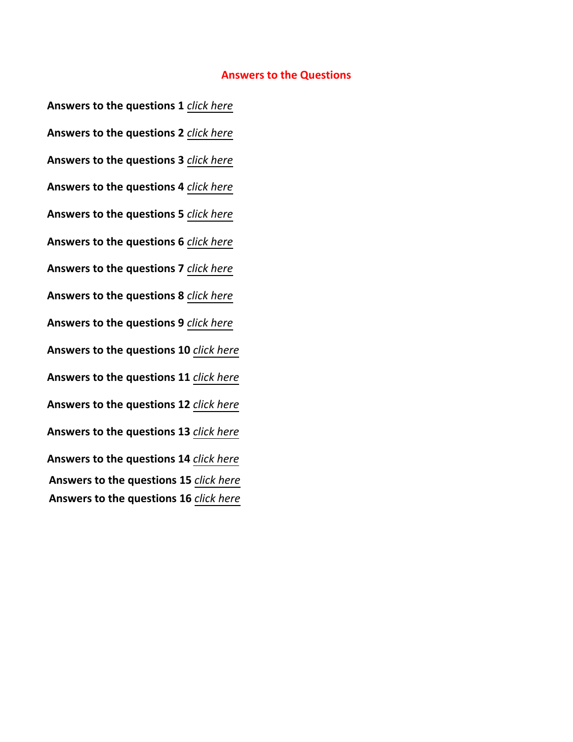## Answers to the Questions

**Answers to the questions 1** *click here*

**Answers to the questions 2** *click here*

**Answers to the questions 3** *click here*

**Answers to the questions 4** *click here*

**Answers to the questions 5** *click here*

**Answers to the questions 6** *click here*

**Answers to the questions 7** *click here*

**Answers to the questions 8** *click here*

**Answers to the questions 9** *click here*

**Answers to the questions 10** *click here*

**Answers to the questions 11** *click here*

**Answers to the questions 12** *click here*

**Answers to the questions 13** *click here*

**Answers to the questions 14** *click here*

**Answers to the questions 15** *click here*

**Answers to the questions 16** *click here*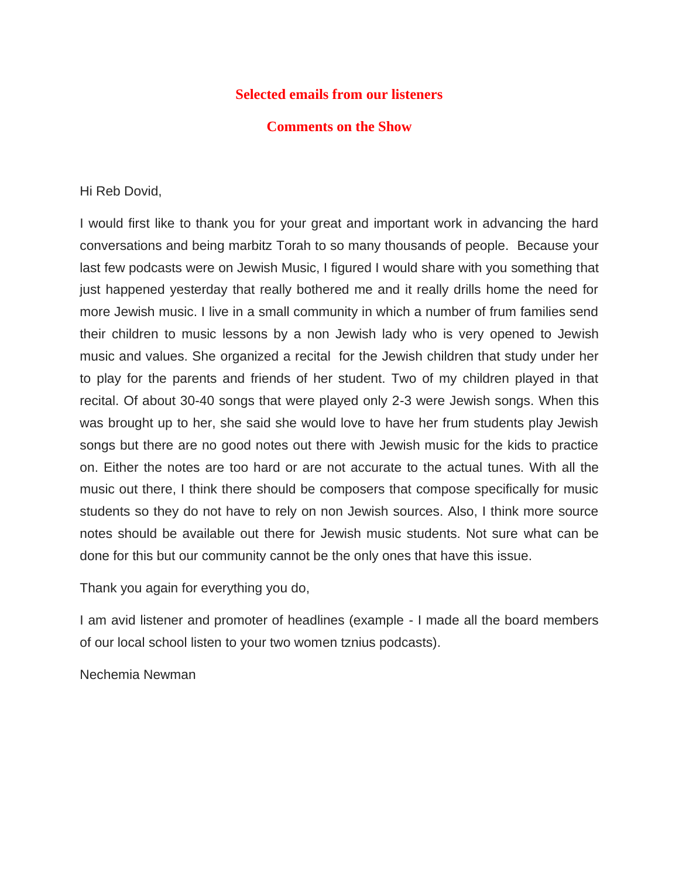## Selected emails from our listeners

## Comments on the Show

Hi Reb Dovid,

I would first like to thank you for your great and important work in advancing the hard conversations and being marbitz Torah to so many thousands of people. Because your last few podcasts were on Jewish Music, I figured I would share with you something that just happened yesterday that really bothered me and it really drills home the need for more Jewish music. I live in a small community in which a number of frum families send their children to music lessons by a non Jewish lady who is very opened to Jewish music and values. She organized a recital for the Jewish children that study under her to play for the parents and friends of her student. Two of my children played in that recital. Of about 30-40 songs that were played only 2-3 were Jewish songs. When this was brought up to her, she said she would love to have her frum students play Jewish songs but there are no good notes out there with Jewish music for the kids to practice on. Either the notes are too hard or are not accurate to the actual tunes. With all the music out there, I think there should be composers that compose specifically for music students so they do not have to rely on non Jewish sources. Also, I think more source notes should be available out there for Jewish music students. Not sure what can be done for this but our community cannot be the only ones that have this issue.

Thank you again for everything you do,

I am avid listener and promoter of headlines (example - I made all the board members of our local school listen to your two women tznius podcasts).

Nechemia Newman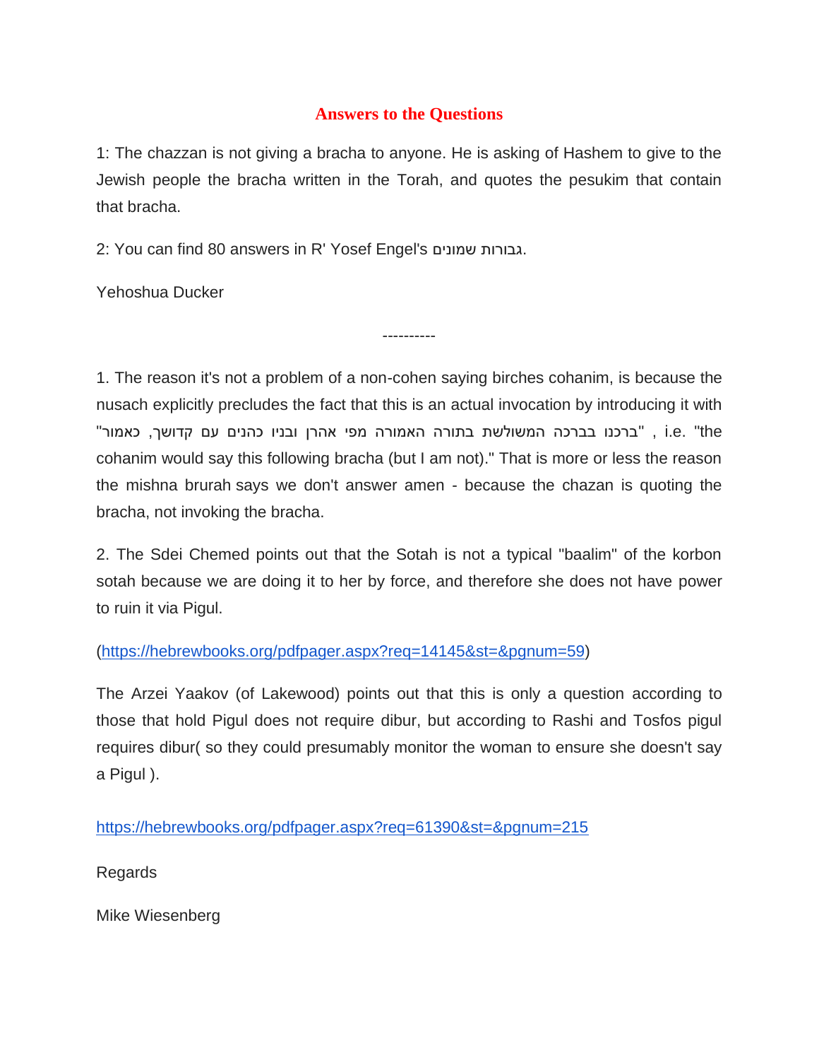## Answers to the Questions

1: The chazzan is not giving a bracha to anyone. He is asking of Hashem to give to the Jewish people the bracha written in the Torah, and quotes the pesukim that contain that bracha.

2: You can find 80 answers in R' Yosef Engel's גבורות שמונים.

Yehoshua Ducker

----------

1. The reason it's not a problem of a non-cohen saying birches cohanim, is because the nusach explicitly precludes the fact that this is an actual invocation by introducing it with "ברכנו בברכה המשולשת בתורה האמורה מפי אהרן ובניו כהנים עם קדושך, כאמור" , i.e. "the cohanim would say this following bracha (but I am not)." That is more or less the reason the mishna brurah says we don't answer amen - because the chazan is quoting the bracha, not invoking the bracha.

2. The Sdei Chemed points out that the Sotah is not a typical "baalim" of the korbon sotah because we are doing it to her by force, and therefore she does not have power to ruin it via Pigul.

(https://hebrewbooks.org/pdfpager.aspx?req=14145&st=&pgnum=59)

The Arzei Yaakov (of Lakewood) points out that this is only a question according to those that hold Pigul does not require dibur, but according to Rashi and Tosfos pigul requires dibur( so they could presumably monitor the woman to ensure she doesn't say a Pigul ).

https://hebrewbooks.org/pdfpager.aspx?req=61390&st=&pgnum=215

Regards

Mike Wiesenberg